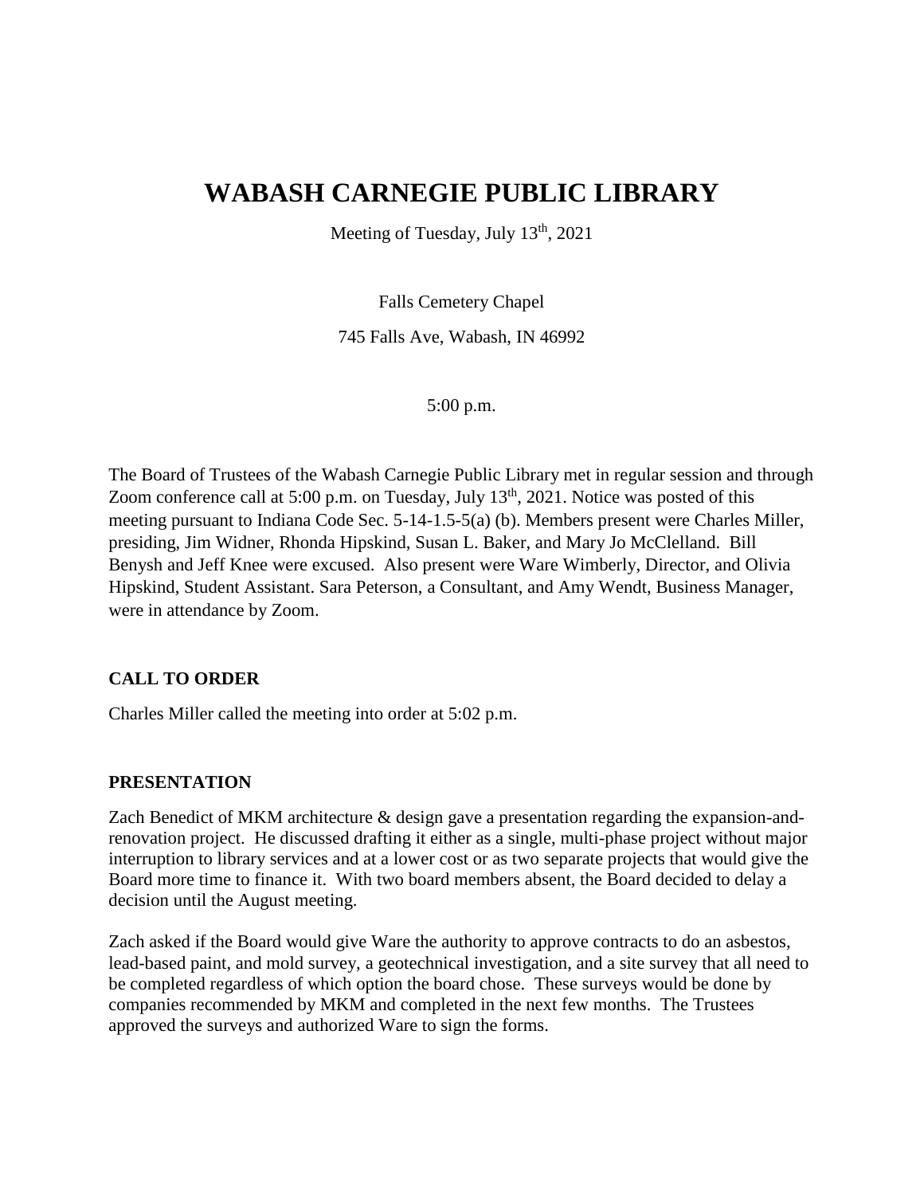# WABASH CARNEGIE PUBLIC LIBRARY

Meeting of Tuesday, July 13th, 2021

Falls Cemetery Chapel

745 Falls Ave, Wabash, IN 46992

5:00 p.m.

The Board of Trustees of the Wabash Carnegie Public Library met in regular session and through Zoom conference call at 5:00 p.m. on Tuesday, July 13th, 2021. Notice was posted of this meeting pursuant to Indiana Code Sec. 5-14-1.5-5(a) (b). Members present were Charles Miller, presiding, Jim Widner, Rhonda Hipskind, Susan L. Baker, and Mary Jo McClelland. Bill Benysh and Jeff Knee were excused. Also present were Ware Wimberly, Director, and Olivia Hipskind, Student Assistant. Sara Peterson, a Consultant, and Amy Wendt, Business Manager, were in attendance by Zoom.

## CALL TO ORDER

Charles Miller called the meeting into order at 5:02 p.m.

## PRESENTATION

Zach Benedict of MKM architecture & design gave a presentation regarding the expansion-and-renovation project. He discussed drafting it either as a single, multi-phase project without major interruption to library services and at a lower cost or as two separate projects that would give the Board more time to finance it. With two board members absent, the Board decided to delay a decision until the August meeting.

Zach asked if the Board would give Ware the authority to approve contracts to do an asbestos, lead-based paint, and mold survey, a geotechnical investigation, and a site survey that all need to be completed regardless of which option the board chose. These surveys would be done by companies recommended by MKM and completed in the next few months. The Trustees approved the surveys and authorized Ware to sign the forms.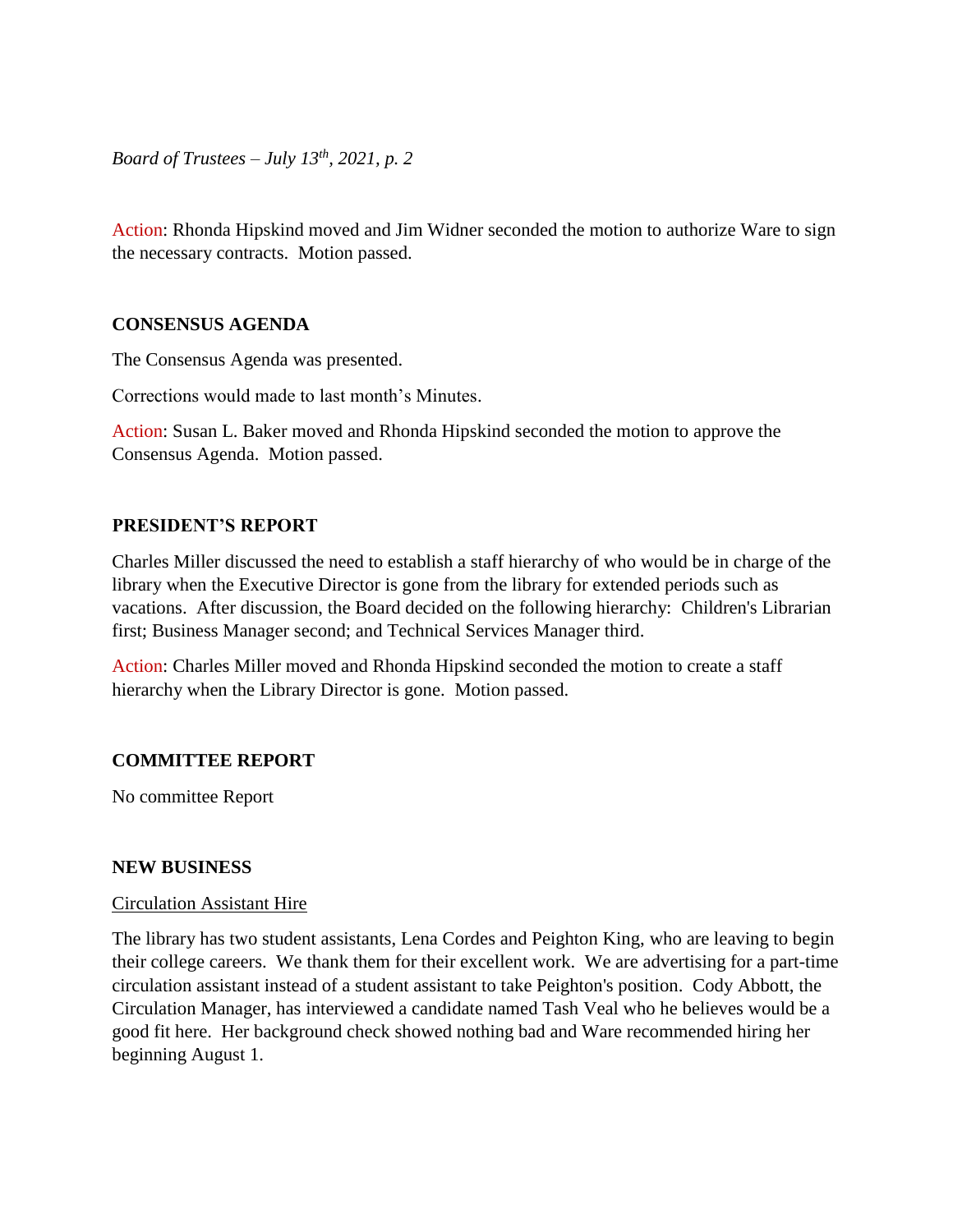Action: Rhonda Hipskind moved and Jim Widner seconded the motion to authorize Ware to sign the necessary contracts. Motion passed.

## CONSENSUS AGENDA

The Consensus Agenda was presented.

Corrections would made to last month's Minutes.

Action: Susan L. Baker moved and Rhonda Hipskind seconded the motion to approve the Consensus Agenda. Motion passed.

## PRESIDENT'S REPORT

Charles Miller discussed the need to establish a staff hierarchy of who would be in charge of the library when the Executive Director is gone from the library for extended periods such as vacations. After discussion, the Board decided on the following hierarchy: Children's Librarian first; Business Manager second; and Technical Services Manager third.

Action: Charles Miller moved and Rhonda Hipskind seconded the motion to create a staff hierarchy when the Library Director is gone. Motion passed.

## COMMITTEE REPORT

No committee Report

## NEW BUSINESS

Circulation Assistant Hire

The library has two student assistants, Lena Cordes and Peighton King, who are leaving to begin their college careers. We thank them for their excellent work. We are advertising for a part-time circulation assistant instead of a student assistant to take Peighton's position. Cody Abbott, the Circulation Manager, has interviewed a candidate named Tash Veal who he believes would be a good fit here. Her background check showed nothing bad and Ware recommended hiring her beginning August 1.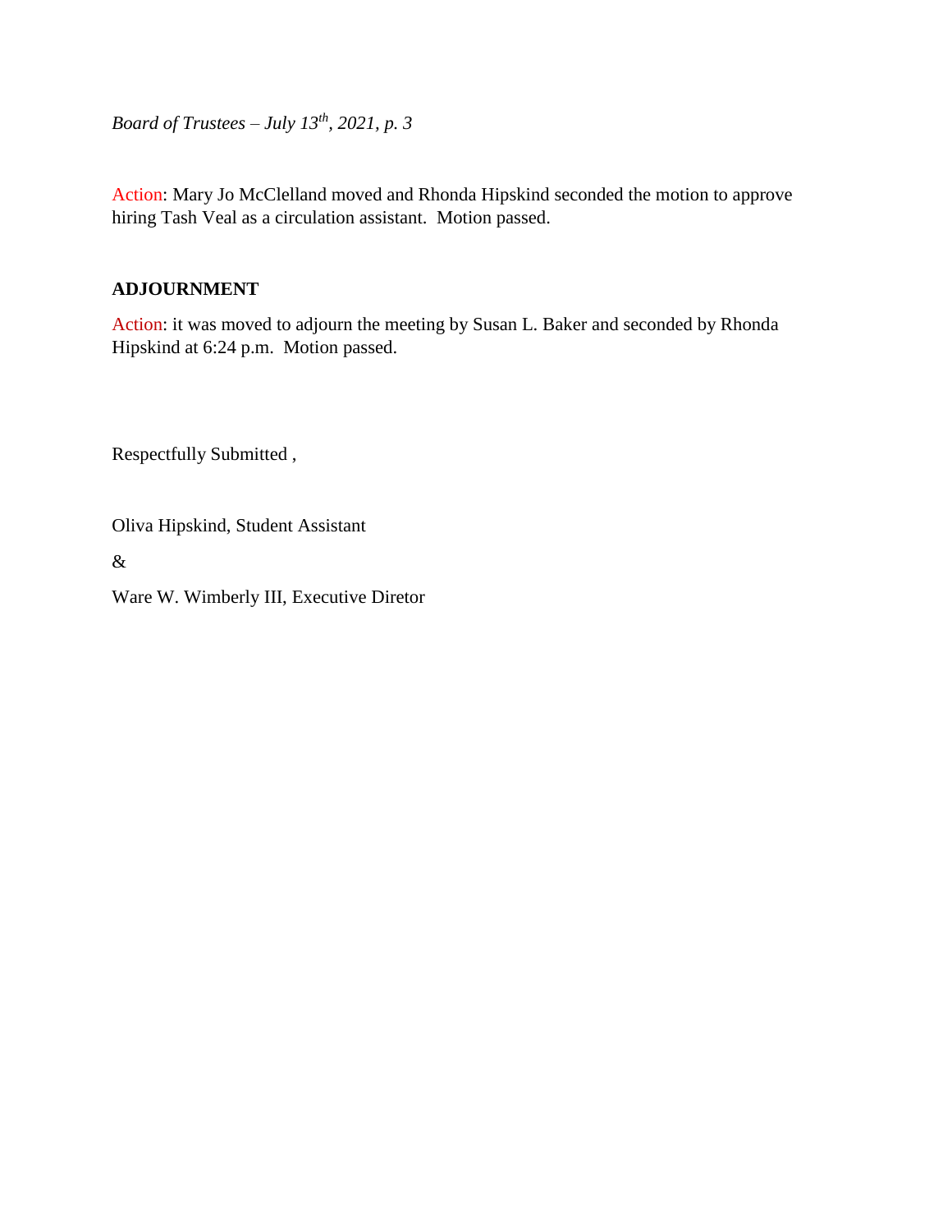Action: Mary Jo McClelland moved and Rhonda Hipskind seconded the motion to approve hiring Tash Veal as a circulation assistant. Motion passed.

## ADJOURNMENT

Action: it was moved to adjourn the meeting by Susan L. Baker and seconded by Rhonda Hipskind at 6:24 p.m. Motion passed.

Respectfully Submitted ,

Oliva Hipskind, Student Assistant

&

Ware W. Wimberly III, Executive Diretor